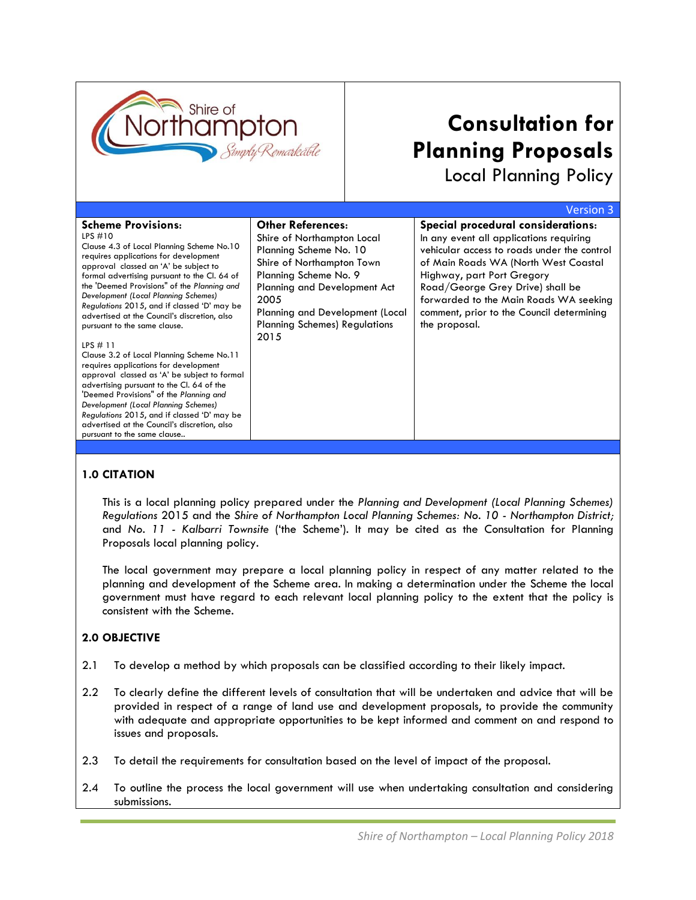Shire of Northampton *Simply Remarkable*

# Consultation for Planning Proposals

## Local Planning Policy

Version 3

| **Scheme Provisions:** | **Other References:** | **Special procedural considerations:** |
|---|---|---|
| LPS #10<br>Clause 4.3 of Local Planning Scheme No.10 requires applications for development approval classed an 'A' be subject to formal advertising pursuant to the Cl. 64 of the 'Deemed Provisions" of the *Planning and Development (Local Planning Schemes) Regulations* 2015, and if classed 'D' may be advertised at the Council's discretion, also pursuant to the same clause.<br><br>LPS # 11<br>Clause 3.2 of Local Planning Scheme No.11 requires applications for development approval classed as 'A' be subject to formal advertising pursuant to the Cl. 64 of the 'Deemed Provisions" of the *Planning and Development (Local Planning Schemes) Regulations* 2015, and if classed 'D' may be advertised at the Council's discretion, also pursuant to the same clause.. | Shire of Northampton Local Planning Scheme No. 10<br>Shire of Northampton Town Planning Scheme No. 9<br>Planning and Development Act 2005<br>Planning and Development (Local Planning Schemes) Regulations 2015 | In any event all applications requiring vehicular access to roads under the control of Main Roads WA (North West Coastal Highway, part Port Gregory Road/George Grey Drive) shall be forwarded to the Main Roads WA seeking comment, prior to the Council determining the proposal. |

### 1.0 CITATION

This is a local planning policy prepared under the *Planning and Development (Local Planning Schemes) Regulations* 2015 and the *Shire of Northampton Local Planning Schemes: No. 10 - Northampton District;* and *No. 11 - Kalbarri Townsite* ('the Scheme'). It may be cited as the Consultation for Planning Proposals local planning policy.

The local government may prepare a local planning policy in respect of any matter related to the planning and development of the Scheme area. In making a determination under the Scheme the local government must have regard to each relevant local planning policy to the extent that the policy is consistent with the Scheme.

### 2.0 OBJECTIVE

2.1 To develop a method by which proposals can be classified according to their likely impact.

2.2 To clearly define the different levels of consultation that will be undertaken and advice that will be provided in respect of a range of land use and development proposals, to provide the community with adequate and appropriate opportunities to be kept informed and comment on and respond to issues and proposals.

2.3 To detail the requirements for consultation based on the level of impact of the proposal.

2.4 To outline the process the local government will use when undertaking consultation and considering submissions.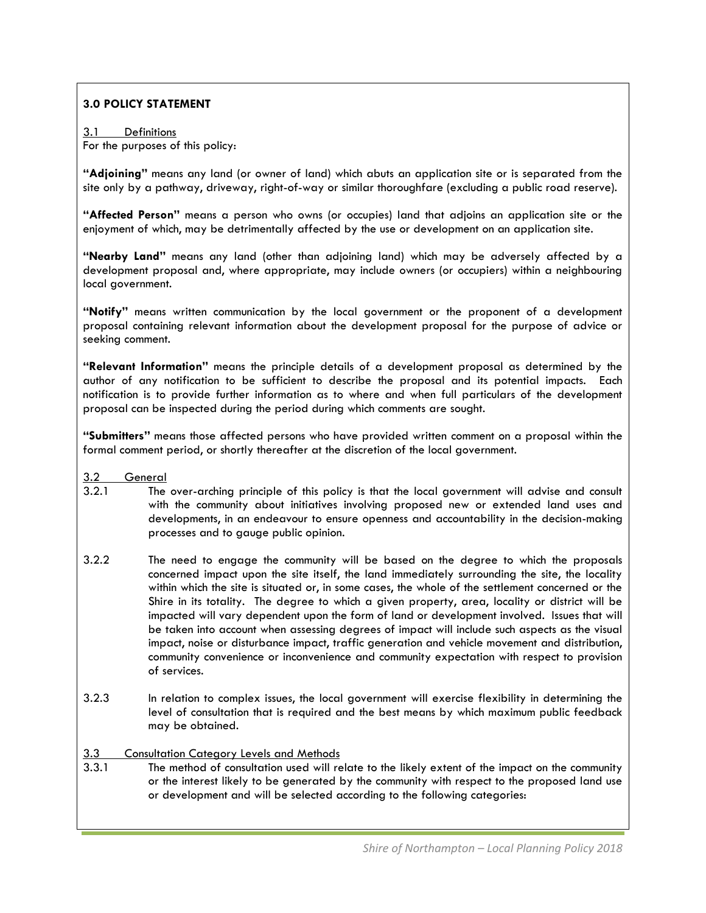## 3.0 POLICY STATEMENT

3.1 Definitions

For the purposes of this policy:

**"Adjoining"** means any land (or owner of land) which abuts an application site or is separated from the site only by a pathway, driveway, right-of-way or similar thoroughfare (excluding a public road reserve).

**"Affected Person"** means a person who owns (or occupies) land that adjoins an application site or the enjoyment of which, may be detrimentally affected by the use or development on an application site.

**"Nearby Land"** means any land (other than adjoining land) which may be adversely affected by a development proposal and, where appropriate, may include owners (or occupiers) within a neighbouring local government.

**"Notify"** means written communication by the local government or the proponent of a development proposal containing relevant information about the development proposal for the purpose of advice or seeking comment.

**"Relevant Information"** means the principle details of a development proposal as determined by the author of any notification to be sufficient to describe the proposal and its potential impacts. Each notification is to provide further information as to where and when full particulars of the development proposal can be inspected during the period during which comments are sought.

**"Submitters"** means those affected persons who have provided written comment on a proposal within the formal comment period, or shortly thereafter at the discretion of the local government.

3.2 General

3.2.1 The over-arching principle of this policy is that the local government will advise and consult with the community about initiatives involving proposed new or extended land uses and developments, in an endeavour to ensure openness and accountability in the decision-making processes and to gauge public opinion.

3.2.2 The need to engage the community will be based on the degree to which the proposals concerned impact upon the site itself, the land immediately surrounding the site, the locality within which the site is situated or, in some cases, the whole of the settlement concerned or the Shire in its totality. The degree to which a given property, area, locality or district will be impacted will vary dependent upon the form of land or development involved. Issues that will be taken into account when assessing degrees of impact will include such aspects as the visual impact, noise or disturbance impact, traffic generation and vehicle movement and distribution, community convenience or inconvenience and community expectation with respect to provision of services.

3.2.3 In relation to complex issues, the local government will exercise flexibility in determining the level of consultation that is required and the best means by which maximum public feedback may be obtained.

3.3 Consultation Category Levels and Methods

3.3.1 The method of consultation used will relate to the likely extent of the impact on the community or the interest likely to be generated by the community with respect to the proposed land use or development and will be selected according to the following categories: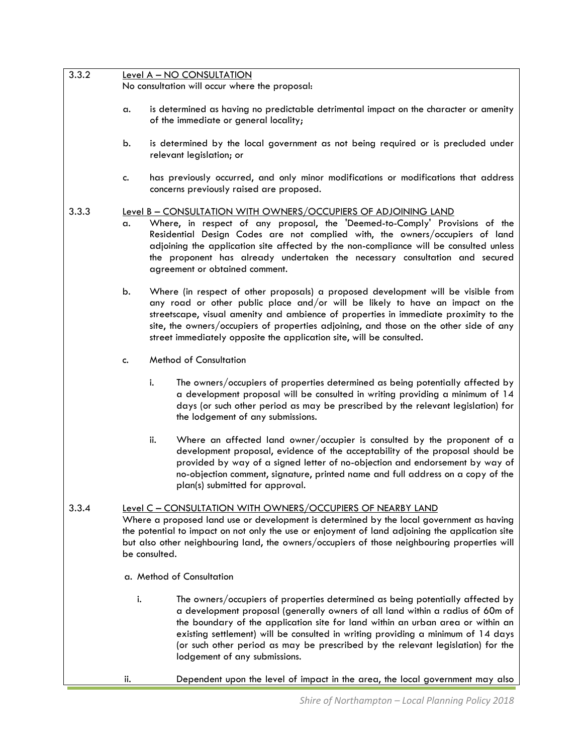3.3.2 Level A – NO CONSULTATION

No consultation will occur where the proposal:

a. is determined as having no predictable detrimental impact on the character or amenity of the immediate or general locality;

b. is determined by the local government as not being required or is precluded under relevant legislation; or

c. has previously occurred, and only minor modifications or modifications that address concerns previously raised are proposed.

3.3.3 Level B – CONSULTATION WITH OWNERS/OCCUPIERS OF ADJOINING LAND

a. Where, in respect of any proposal, the 'Deemed-to-Comply' Provisions of the Residential Design Codes are not complied with, the owners/occupiers of land adjoining the application site affected by the non-compliance will be consulted unless the proponent has already undertaken the necessary consultation and secured agreement or obtained comment.

b. Where (in respect of other proposals) a proposed development will be visible from any road or other public place and/or will be likely to have an impact on the streetscape, visual amenity and ambience of properties in immediate proximity to the site, the owners/occupiers of properties adjoining, and those on the other side of any street immediately opposite the application site, will be consulted.

c. Method of Consultation

   i. The owners/occupiers of properties determined as being potentially affected by a development proposal will be consulted in writing providing a minimum of 14 days (or such other period as may be prescribed by the relevant legislation) for the lodgement of any submissions.

   ii. Where an affected land owner/occupier is consulted by the proponent of a development proposal, evidence of the acceptability of the proposal should be provided by way of a signed letter of no-objection and endorsement by way of no-objection comment, signature, printed name and full address on a copy of the plan(s) submitted for approval.

3.3.4 Level C – CONSULTATION WITH OWNERS/OCCUPIERS OF NEARBY LAND

Where a proposed land use or development is determined by the local government as having the potential to impact on not only the use or enjoyment of land adjoining the application site but also other neighbouring land, the owners/occupiers of those neighbouring properties will be consulted.

a. Method of Consultation

   i. The owners/occupiers of properties determined as being potentially affected by a development proposal (generally owners of all land within a radius of 60m of the boundary of the application site for land within an urban area or within an existing settlement) will be consulted in writing providing a minimum of 14 days (or such other period as may be prescribed by the relevant legislation) for the lodgement of any submissions.

   ii. Dependent upon the level of impact in the area, the local government may also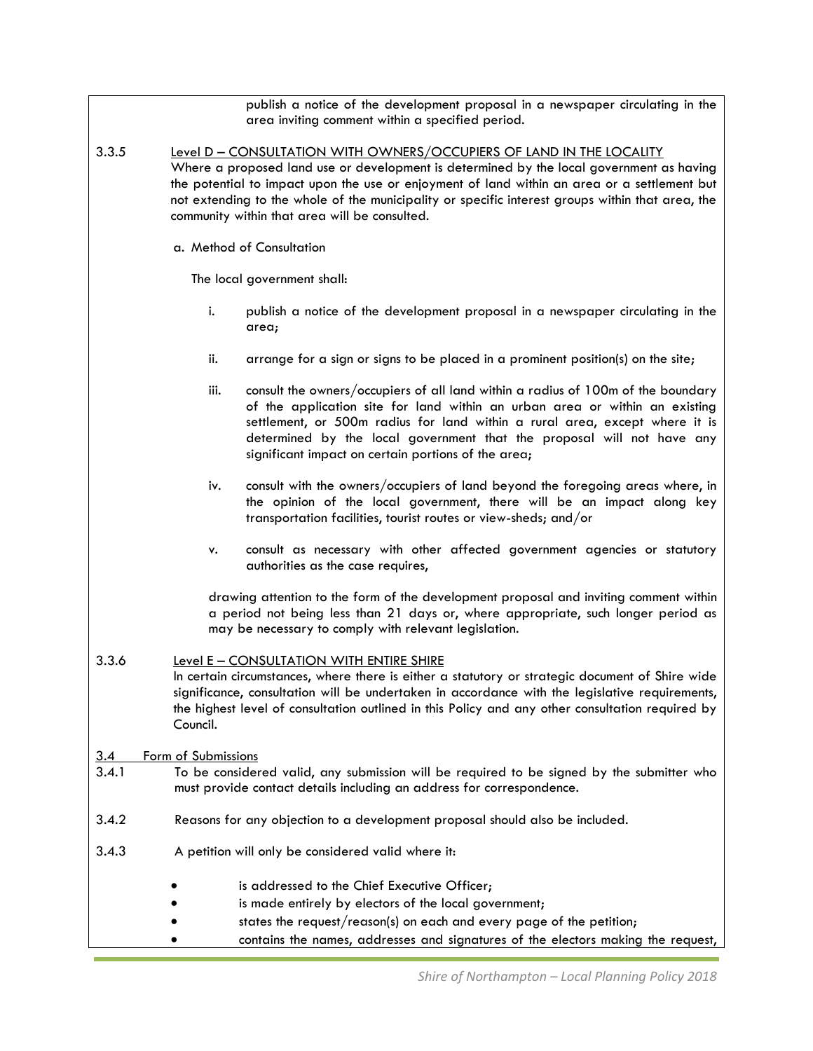publish a notice of the development proposal in a newspaper circulating in the area inviting comment within a specified period.

3.3.5 Level D – CONSULTATION WITH OWNERS/OCCUPIERS OF LAND IN THE LOCALITY

Where a proposed land use or development is determined by the local government as having the potential to impact upon the use or enjoyment of land within an area or a settlement but not extending to the whole of the municipality or specific interest groups within that area, the community within that area will be consulted.

a. Method of Consultation

The local government shall:

i. publish a notice of the development proposal in a newspaper circulating in the area;

ii. arrange for a sign or signs to be placed in a prominent position(s) on the site;

iii. consult the owners/occupiers of all land within a radius of 100m of the boundary of the application site for land within an urban area or within an existing settlement, or 500m radius for land within a rural area, except where it is determined by the local government that the proposal will not have any significant impact on certain portions of the area;

iv. consult with the owners/occupiers of land beyond the foregoing areas where, in the opinion of the local government, there will be an impact along key transportation facilities, tourist routes or view-sheds; and/or

v. consult as necessary with other affected government agencies or statutory authorities as the case requires,

drawing attention to the form of the development proposal and inviting comment within a period not being less than 21 days or, where appropriate, such longer period as may be necessary to comply with relevant legislation.

3.3.6 Level E – CONSULTATION WITH ENTIRE SHIRE

In certain circumstances, where there is either a statutory or strategic document of Shire wide significance, consultation will be undertaken in accordance with the legislative requirements, the highest level of consultation outlined in this Policy and any other consultation required by Council.

3.4 Form of Submissions

3.4.1 To be considered valid, any submission will be required to be signed by the submitter who must provide contact details including an address for correspondence.

3.4.2 Reasons for any objection to a development proposal should also be included.

3.4.3 A petition will only be considered valid where it:

- is addressed to the Chief Executive Officer;
- is made entirely by electors of the local government;
- states the request/reason(s) on each and every page of the petition;
- contains the names, addresses and signatures of the electors making the request,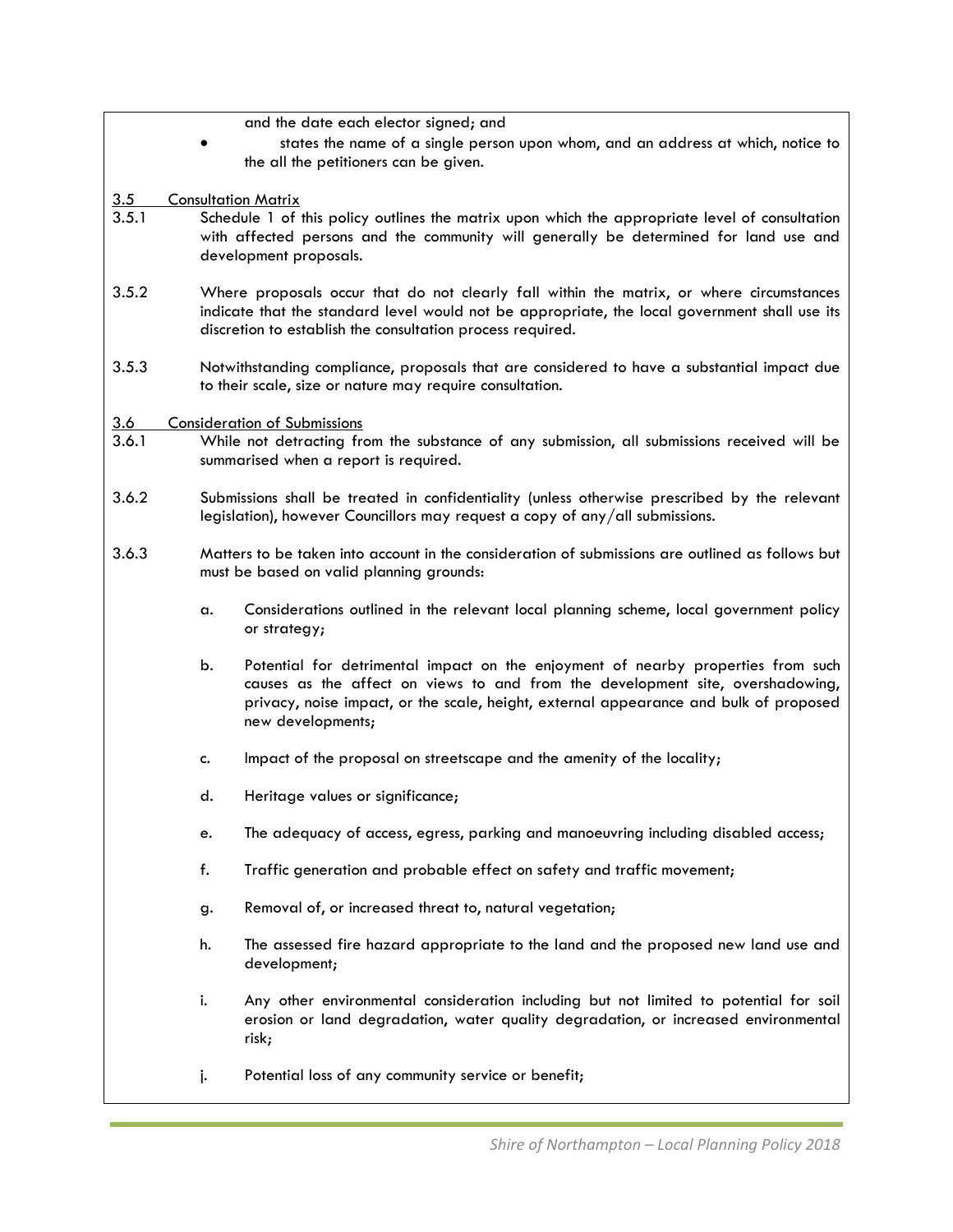and the date each elector signed; and

- states the name of a single person upon whom, and an address at which, notice to the all the petitioners can be given.

## 3.5 Consultation Matrix

3.5.1 Schedule 1 of this policy outlines the matrix upon which the appropriate level of consultation with affected persons and the community will generally be determined for land use and development proposals.

3.5.2 Where proposals occur that do not clearly fall within the matrix, or where circumstances indicate that the standard level would not be appropriate, the local government shall use its discretion to establish the consultation process required.

3.5.3 Notwithstanding compliance, proposals that are considered to have a substantial impact due to their scale, size or nature may require consultation.

## 3.6 Consideration of Submissions

3.6.1 While not detracting from the substance of any submission, all submissions received will be summarised when a report is required.

3.6.2 Submissions shall be treated in confidentiality (unless otherwise prescribed by the relevant legislation), however Councillors may request a copy of any/all submissions.

3.6.3 Matters to be taken into account in the consideration of submissions are outlined as follows but must be based on valid planning grounds:

a. Considerations outlined in the relevant local planning scheme, local government policy or strategy;

b. Potential for detrimental impact on the enjoyment of nearby properties from such causes as the affect on views to and from the development site, overshadowing, privacy, noise impact, or the scale, height, external appearance and bulk of proposed new developments;

c. Impact of the proposal on streetscape and the amenity of the locality;

d. Heritage values or significance;

e. The adequacy of access, egress, parking and manoeuvring including disabled access;

f. Traffic generation and probable effect on safety and traffic movement;

g. Removal of, or increased threat to, natural vegetation;

h. The assessed fire hazard appropriate to the land and the proposed new land use and development;

i. Any other environmental consideration including but not limited to potential for soil erosion or land degradation, water quality degradation, or increased environmental risk;

j. Potential loss of any community service or benefit;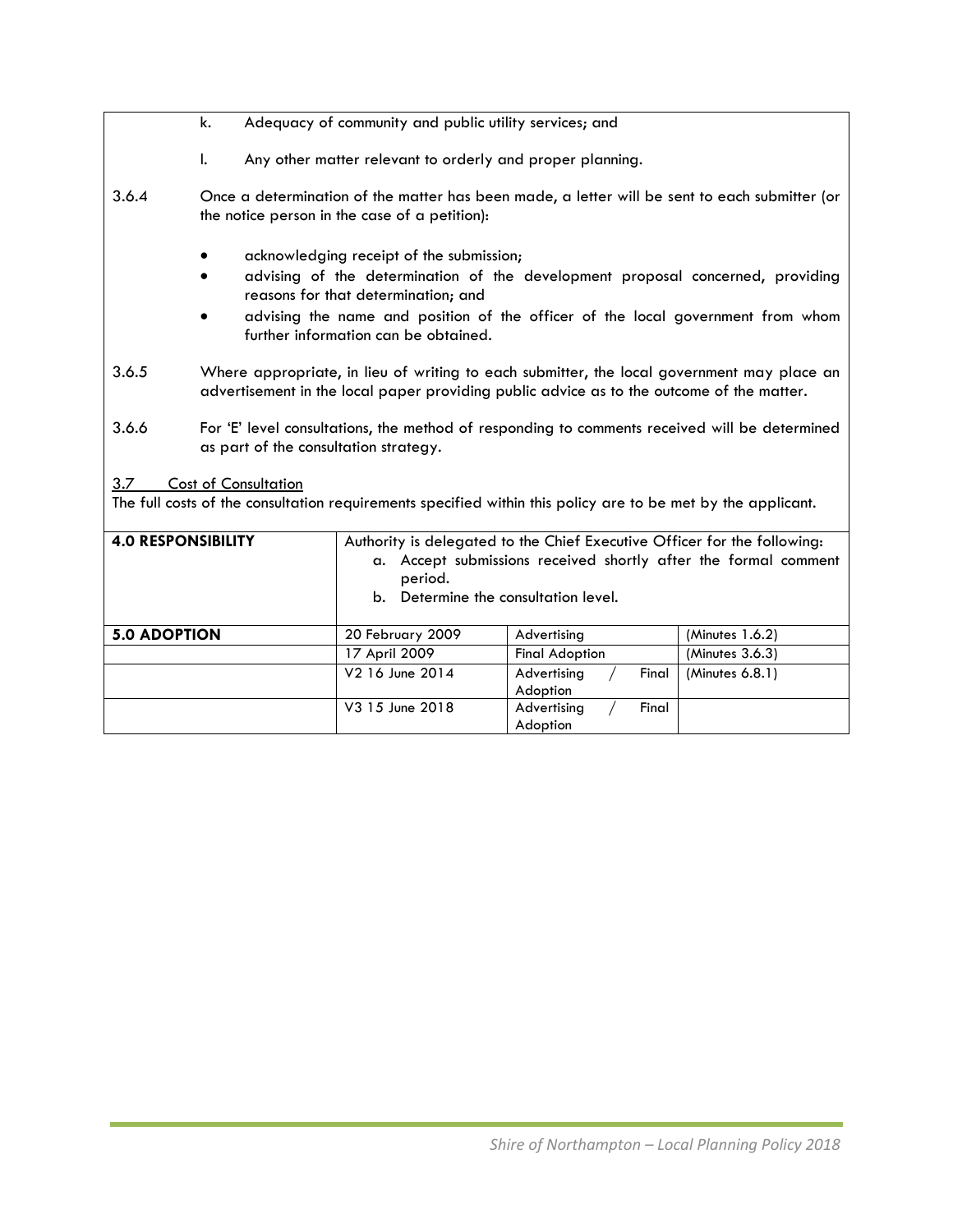k. Adequacy of community and public utility services; and

l. Any other matter relevant to orderly and proper planning.

3.6.4 Once a determination of the matter has been made, a letter will be sent to each submitter (or the notice person in the case of a petition):

- acknowledging receipt of the submission;
- advising of the determination of the development proposal concerned, providing reasons for that determination; and
- advising the name and position of the officer of the local government from whom further information can be obtained.

3.6.5 Where appropriate, in lieu of writing to each submitter, the local government may place an advertisement in the local paper providing public advice as to the outcome of the matter.

3.6.6 For 'E' level consultations, the method of responding to comments received will be determined as part of the consultation strategy.

3.7 Cost of Consultation

The full costs of the consultation requirements specified within this policy are to be met by the applicant.

| **4.0 RESPONSIBILITY** | Authority is delegated to the Chief Executive Officer for the following: a. Accept submissions received shortly after the formal comment period. b. Determine the consultation level. | | |
|---|---|---|---|
| **5.0 ADOPTION** | 20 February 2009 | Advertising | (Minutes 1.6.2) |
| | 17 April 2009 | Final Adoption | (Minutes 3.6.3) |
| | V2 16 June 2014 | Advertising / Final Adoption | (Minutes 6.8.1) |
| | V3 15 June 2018 | Advertising / Final Adoption | |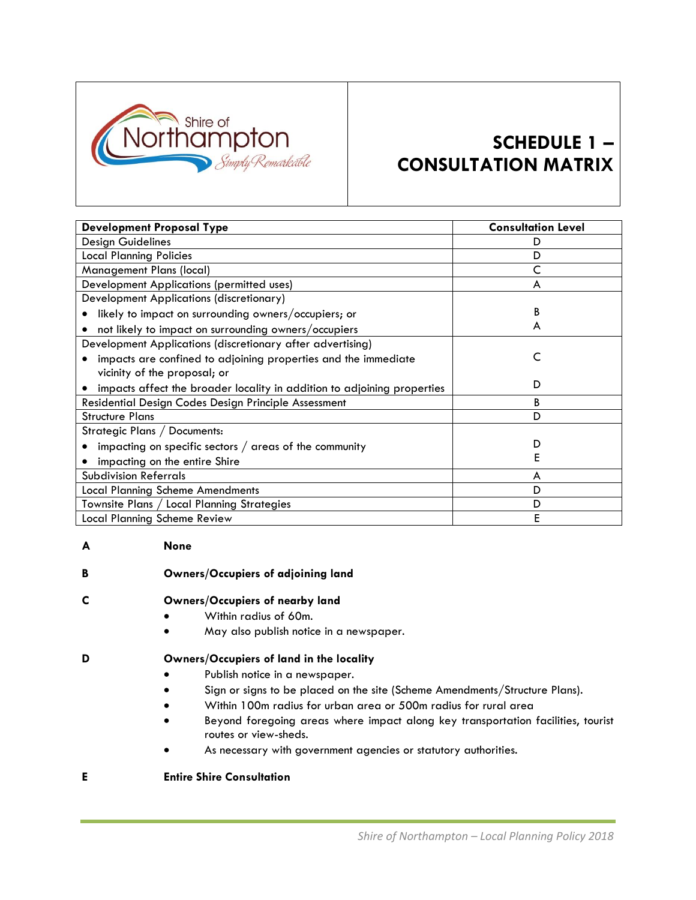# SCHEDULE 1 – CONSULTATION MATRIX

| Development Proposal Type | Consultation Level |
|---|---|
| Design Guidelines | D |
| Local Planning Policies | D |
| Management Plans (local) | C |
| Development Applications (permitted uses) | A |
| Development Applications (discretionary)<br>• likely to impact on surrounding owners/occupiers; or<br>• not likely to impact on surrounding owners/occupiers | <br>B<br>A |
| Development Applications (discretionary after advertising)<br>• impacts are confined to adjoining properties and the immediate vicinity of the proposal; or<br>• impacts affect the broader locality in addition to adjoining properties | <br>C<br>D |
| Residential Design Codes Design Principle Assessment | B |
| Structure Plans | D |
| Strategic Plans / Documents:<br>• impacting on specific sectors / areas of the community<br>• impacting on the entire Shire | <br>D<br>E |
| Subdivision Referrals | A |
| Local Planning Scheme Amendments | D |
| Townsite Plans / Local Planning Strategies | D |
| Local Planning Scheme Review | E |

**A** **None**

**B** **Owners/Occupiers of adjoining land**

**C** **Owners/Occupiers of nearby land**
- Within radius of 60m.
- May also publish notice in a newspaper.

**D** **Owners/Occupiers of land in the locality**
- Publish notice in a newspaper.
- Sign or signs to be placed on the site (Scheme Amendments/Structure Plans).
- Within 100m radius for urban area or 500m radius for rural area
- Beyond foregoing areas where impact along key transportation facilities, tourist routes or view-sheds.
- As necessary with government agencies or statutory authorities.

**E** **Entire Shire Consultation**